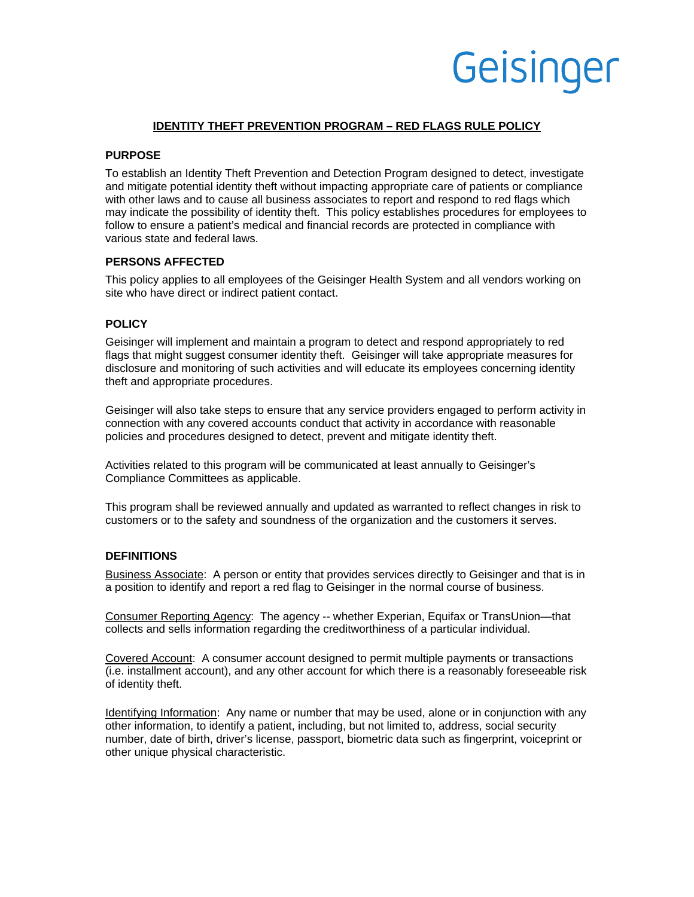Geisinger

# IDENTITY THEFT PREVENTION PROGRAM – RED FLAGS RULE POLICY

## PURPOSE

To establish an Identity Theft Prevention and Detection Program designed to detect, investigate and mitigate potential identity theft without impacting appropriate care of patients or compliance with other laws and to cause all business associates to report and respond to red flags which may indicate the possibility of identity theft. This policy establishes procedures for employees to follow to ensure a patient's medical and financial records are protected in compliance with various state and federal laws.

## PERSONS AFFECTED

This policy applies to all employees of the Geisinger Health System and all vendors working on site who have direct or indirect patient contact.

## POLICY

Geisinger will implement and maintain a program to detect and respond appropriately to red flags that might suggest consumer identity theft. Geisinger will take appropriate measures for disclosure and monitoring of such activities and will educate its employees concerning identity theft and appropriate procedures.

Geisinger will also take steps to ensure that any service providers engaged to perform activity in connection with any covered accounts conduct that activity in accordance with reasonable policies and procedures designed to detect, prevent and mitigate identity theft.

Activities related to this program will be communicated at least annually to Geisinger's Compliance Committees as applicable.

This program shall be reviewed annually and updated as warranted to reflect changes in risk to customers or to the safety and soundness of the organization and the customers it serves.

## DEFINITIONS

<u>Business Associate</u>: A person or entity that provides services directly to Geisinger and that is in a position to identify and report a red flag to Geisinger in the normal course of business.

<u>Consumer Reporting Agency</u>: The agency -- whether Experian, Equifax or TransUnion—that collects and sells information regarding the creditworthiness of a particular individual.

<u>Covered Account</u>: A consumer account designed to permit multiple payments or transactions (i.e. installment account), and any other account for which there is a reasonably foreseeable risk of identity theft.

<u>Identifying Information</u>: Any name or number that may be used, alone or in conjunction with any other information, to identify a patient, including, but not limited to, address, social security number, date of birth, driver's license, passport, biometric data such as fingerprint, voiceprint or other unique physical characteristic.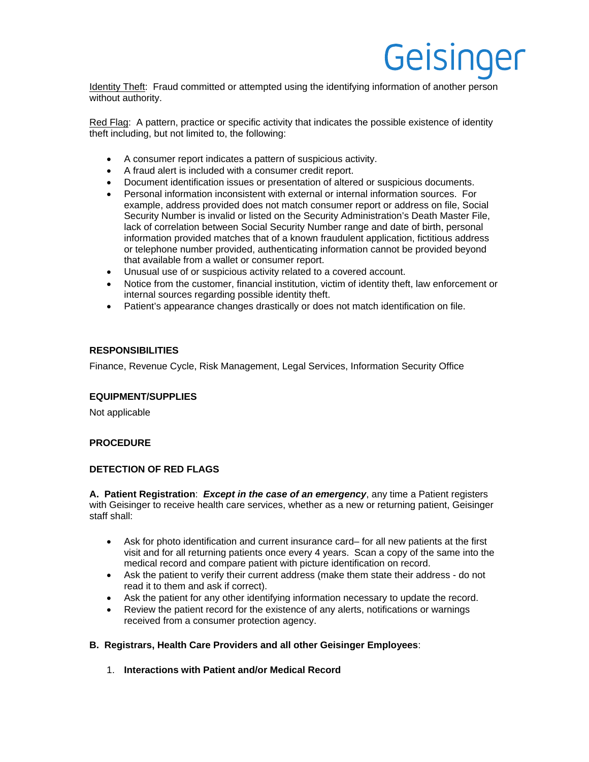Identity Theft: Fraud committed or attempted using the identifying information of another person without authority.

Red Flag: A pattern, practice or specific activity that indicates the possible existence of identity theft including, but not limited to, the following:

- A consumer report indicates a pattern of suspicious activity.
- A fraud alert is included with a consumer credit report.
- Document identification issues or presentation of altered or suspicious documents.
- Personal information inconsistent with external or internal information sources. For example, address provided does not match consumer report or address on file, Social Security Number is invalid or listed on the Security Administration's Death Master File, lack of correlation between Social Security Number range and date of birth, personal information provided matches that of a known fraudulent application, fictitious address or telephone number provided, authenticating information cannot be provided beyond that available from a wallet or consumer report.
- Unusual use of or suspicious activity related to a covered account.
- Notice from the customer, financial institution, victim of identity theft, law enforcement or internal sources regarding possible identity theft.
- Patient's appearance changes drastically or does not match identification on file.

## RESPONSIBILITIES

Finance, Revenue Cycle, Risk Management, Legal Services, Information Security Office

## EQUIPMENT/SUPPLIES

Not applicable

## PROCEDURE

## DETECTION OF RED FLAGS

**A. Patient Registration**: ***Except in the case of an emergency***, any time a Patient registers with Geisinger to receive health care services, whether as a new or returning patient, Geisinger staff shall:

- Ask for photo identification and current insurance card– for all new patients at the first visit and for all returning patients once every 4 years. Scan a copy of the same into the medical record and compare patient with picture identification on record.
- Ask the patient to verify their current address (make them state their address - do not read it to them and ask if correct).
- Ask the patient for any other identifying information necessary to update the record.
- Review the patient record for the existence of any alerts, notifications or warnings received from a consumer protection agency.

**B. Registrars, Health Care Providers and all other Geisinger Employees**:

1. **Interactions with Patient and/or Medical Record**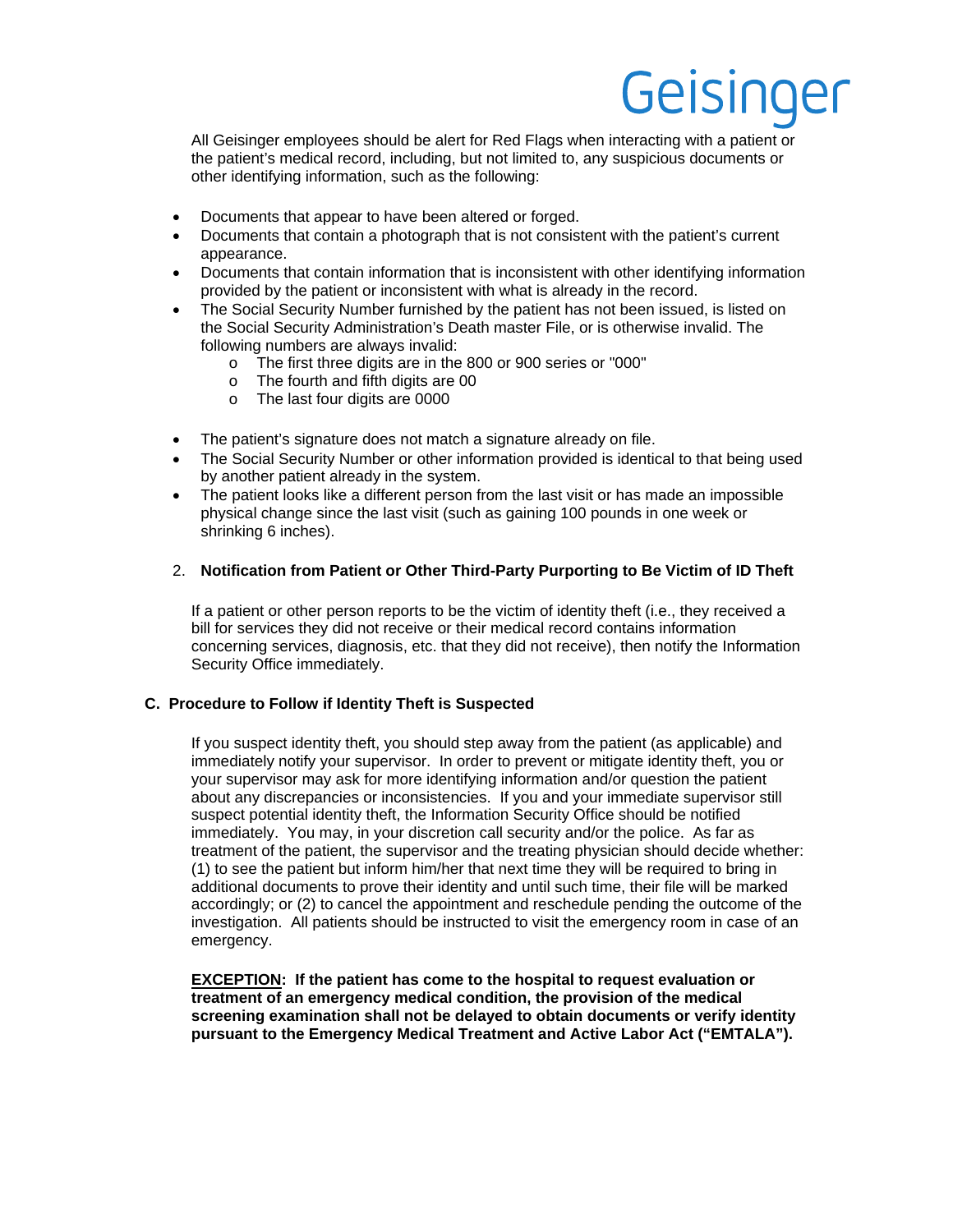All Geisinger employees should be alert for Red Flags when interacting with a patient or the patient's medical record, including, but not limited to, any suspicious documents or other identifying information, such as the following:

- Documents that appear to have been altered or forged.
- Documents that contain a photograph that is not consistent with the patient's current appearance.
- Documents that contain information that is inconsistent with other identifying information provided by the patient or inconsistent with what is already in the record.
- The Social Security Number furnished by the patient has not been issued, is listed on the Social Security Administration's Death master File, or is otherwise invalid. The following numbers are always invalid:
  - The first three digits are in the 800 or 900 series or "000"
  - The fourth and fifth digits are 00
  - The last four digits are 0000
- The patient's signature does not match a signature already on file.
- The Social Security Number or other information provided is identical to that being used by another patient already in the system.
- The patient looks like a different person from the last visit or has made an impossible physical change since the last visit (such as gaining 100 pounds in one week or shrinking 6 inches).

2. **Notification from Patient or Other Third-Party Purporting to Be Victim of ID Theft**

If a patient or other person reports to be the victim of identity theft (i.e., they received a bill for services they did not receive or their medical record contains information concerning services, diagnosis, etc. that they did not receive), then notify the Information Security Office immediately.

### C. Procedure to Follow if Identity Theft is Suspected

If you suspect identity theft, you should step away from the patient (as applicable) and immediately notify your supervisor. In order to prevent or mitigate identity theft, you or your supervisor may ask for more identifying information and/or question the patient about any discrepancies or inconsistencies. If you and your immediate supervisor still suspect potential identity theft, the Information Security Office should be notified immediately. You may, in your discretion call security and/or the police. As far as treatment of the patient, the supervisor and the treating physician should decide whether: (1) to see the patient but inform him/her that next time they will be required to bring in additional documents to prove their identity and until such time, their file will be marked accordingly; or (2) to cancel the appointment and reschedule pending the outcome of the investigation. All patients should be instructed to visit the emergency room in case of an emergency.

**<u>EXCEPTION</u>: If the patient has come to the hospital to request evaluation or treatment of an emergency medical condition, the provision of the medical screening examination shall not be delayed to obtain documents or verify identity pursuant to the Emergency Medical Treatment and Active Labor Act ("EMTALA").**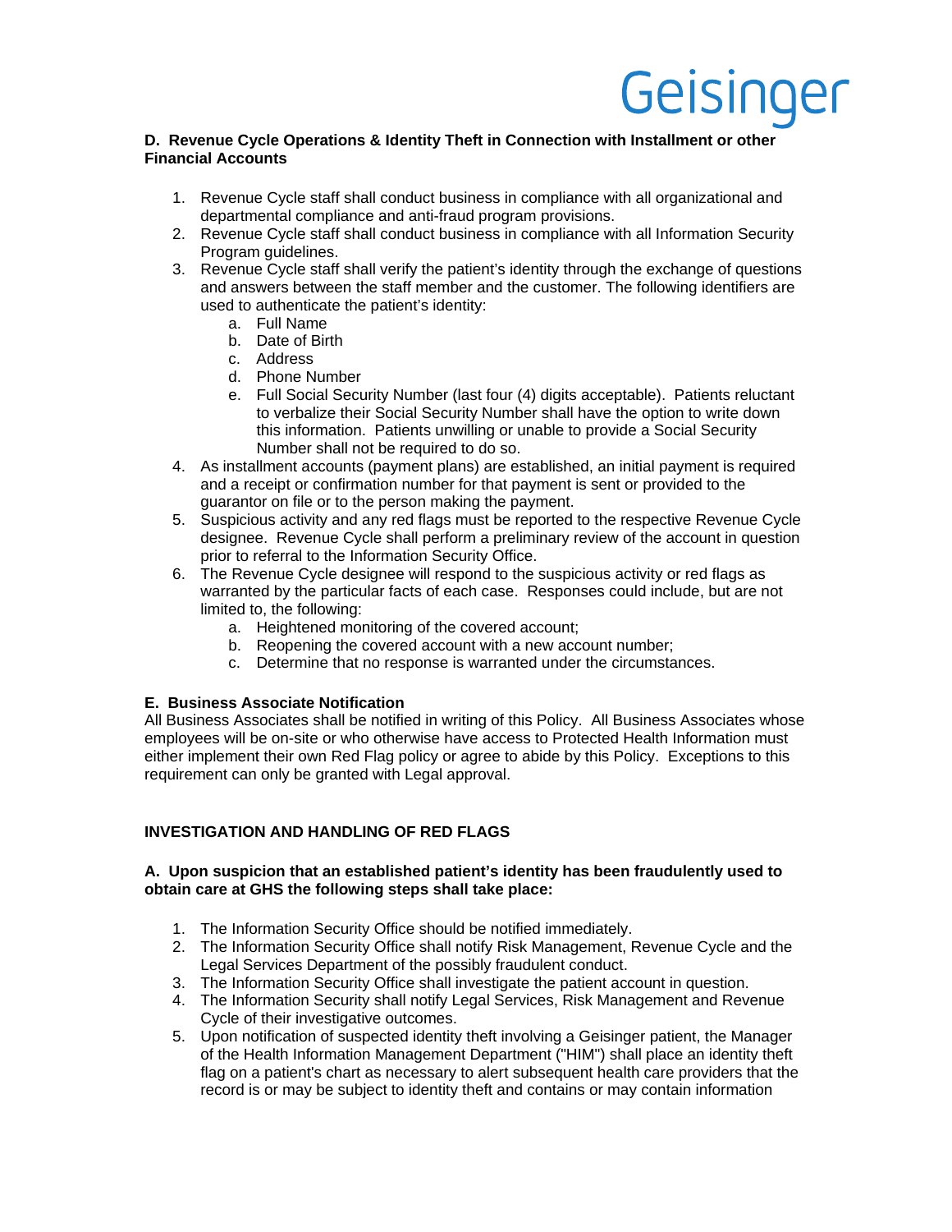**D. Revenue Cycle Operations & Identity Theft in Connection with Installment or other Financial Accounts**

1. Revenue Cycle staff shall conduct business in compliance with all organizational and departmental compliance and anti-fraud program provisions.
2. Revenue Cycle staff shall conduct business in compliance with all Information Security Program guidelines.
3. Revenue Cycle staff shall verify the patient's identity through the exchange of questions and answers between the staff member and the customer. The following identifiers are used to authenticate the patient's identity:
   a. Full Name
   b. Date of Birth
   c. Address
   d. Phone Number
   e. Full Social Security Number (last four (4) digits acceptable). Patients reluctant to verbalize their Social Security Number shall have the option to write down this information. Patients unwilling or unable to provide a Social Security Number shall not be required to do so.
4. As installment accounts (payment plans) are established, an initial payment is required and a receipt or confirmation number for that payment is sent or provided to the guarantor on file or to the person making the payment.
5. Suspicious activity and any red flags must be reported to the respective Revenue Cycle designee. Revenue Cycle shall perform a preliminary review of the account in question prior to referral to the Information Security Office.
6. The Revenue Cycle designee will respond to the suspicious activity or red flags as warranted by the particular facts of each case. Responses could include, but are not limited to, the following:
   a. Heightened monitoring of the covered account;
   b. Reopening the covered account with a new account number;
   c. Determine that no response is warranted under the circumstances.

**E. Business Associate Notification**

All Business Associates shall be notified in writing of this Policy. All Business Associates whose employees will be on-site or who otherwise have access to Protected Health Information must either implement their own Red Flag policy or agree to abide by this Policy. Exceptions to this requirement can only be granted with Legal approval.

**INVESTIGATION AND HANDLING OF RED FLAGS**

**A. Upon suspicion that an established patient's identity has been fraudulently used to obtain care at GHS the following steps shall take place:**

1. The Information Security Office should be notified immediately.
2. The Information Security Office shall notify Risk Management, Revenue Cycle and the Legal Services Department of the possibly fraudulent conduct.
3. The Information Security Office shall investigate the patient account in question.
4. The Information Security shall notify Legal Services, Risk Management and Revenue Cycle of their investigative outcomes.
5. Upon notification of suspected identity theft involving a Geisinger patient, the Manager of the Health Information Management Department ("HIM") shall place an identity theft flag on a patient's chart as necessary to alert subsequent health care providers that the record is or may be subject to identity theft and contains or may contain information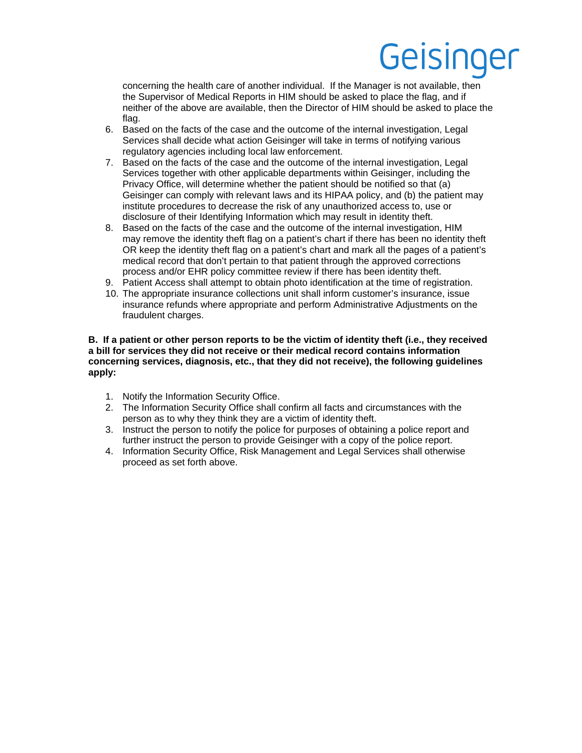concerning the health care of another individual. If the Manager is not available, then the Supervisor of Medical Reports in HIM should be asked to place the flag, and if neither of the above are available, then the Director of HIM should be asked to place the flag.

6. Based on the facts of the case and the outcome of the internal investigation, Legal Services shall decide what action Geisinger will take in terms of notifying various regulatory agencies including local law enforcement.
7. Based on the facts of the case and the outcome of the internal investigation, Legal Services together with other applicable departments within Geisinger, including the Privacy Office, will determine whether the patient should be notified so that (a) Geisinger can comply with relevant laws and its HIPAA policy, and (b) the patient may institute procedures to decrease the risk of any unauthorized access to, use or disclosure of their Identifying Information which may result in identity theft.
8. Based on the facts of the case and the outcome of the internal investigation, HIM may remove the identity theft flag on a patient's chart if there has been no identity theft OR keep the identity theft flag on a patient's chart and mark all the pages of a patient's medical record that don't pertain to that patient through the approved corrections process and/or EHR policy committee review if there has been identity theft.
9. Patient Access shall attempt to obtain photo identification at the time of registration.
10. The appropriate insurance collections unit shall inform customer's insurance, issue insurance refunds where appropriate and perform Administrative Adjustments on the fraudulent charges.

**B. If a patient or other person reports to be the victim of identity theft (i.e., they received a bill for services they did not receive or their medical record contains information concerning services, diagnosis, etc., that they did not receive), the following guidelines apply:**

1. Notify the Information Security Office.
2. The Information Security Office shall confirm all facts and circumstances with the person as to why they think they are a victim of identity theft.
3. Instruct the person to notify the police for purposes of obtaining a police report and further instruct the person to provide Geisinger with a copy of the police report.
4. Information Security Office, Risk Management and Legal Services shall otherwise proceed as set forth above.